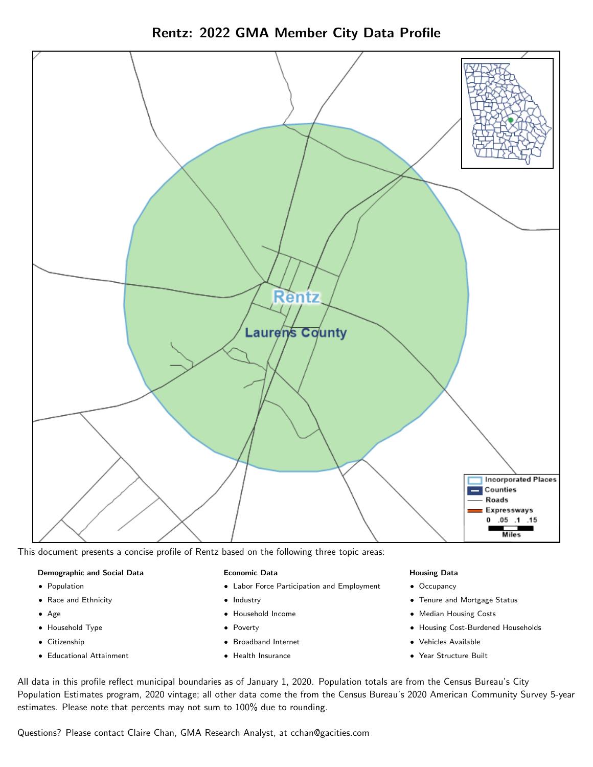# Rentz: 2022 GMA Member City Data Profile

This document presents a concise profile of Rentz based on the following three topic areas:

**Demographic and Social Data**

- Population
- Race and Ethnicity
- Age
- Household Type
- Citizenship
- Educational Attainment

**Economic Data**

- Labor Force Participation and Employment
- Industry
- Household Income
- Poverty
- Broadband Internet
- Health Insurance

**Housing Data**

- Occupancy
- Tenure and Mortgage Status
- Median Housing Costs
- Housing Cost-Burdened Households
- Vehicles Available
- Year Structure Built

All data in this profile reflect municipal boundaries as of January 1, 2020. Population totals are from the Census Bureau's City Population Estimates program, 2020 vintage; all other data come the from the Census Bureau's 2020 American Community Survey 5-year estimates. Please note that percents may not sum to 100% due to rounding.

Questions? Please contact Claire Chan, GMA Research Analyst, at cchan@gacities.com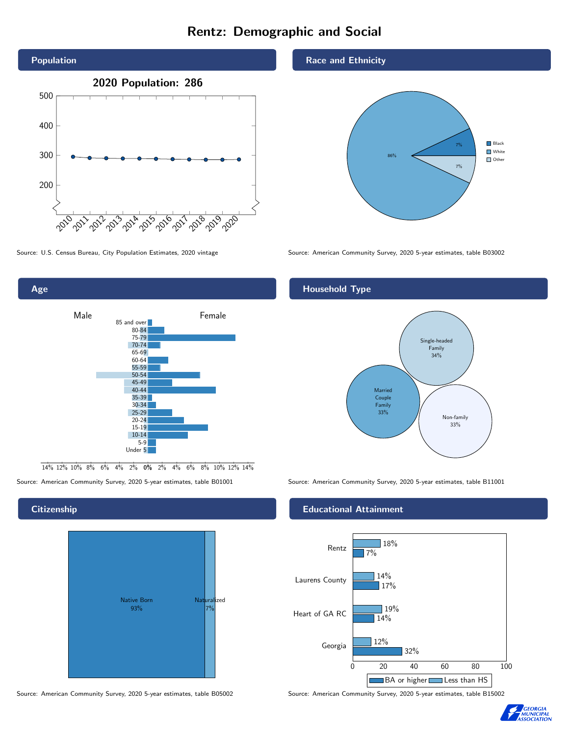# Rentz: Demographic and Social

## Population

**2020 Population: 286**

Source: U.S. Census Bureau, City Population Estimates, 2020 vintage

## Race and Ethnicity

| Race | Percent |
|---|---|
| Black | 7% |
| White | 86% |
| Other | 7% |

Source: American Community Survey, 2020 5-year estimates, table B03002

## Age

Male / Female

Source: American Community Survey, 2020 5-year estimates, table B01001

## Household Type

| Household Type | Percent |
|---|---|
| Single-headed Family | 34% |
| Married Couple Family | 33% |
| Non-family | 33% |

Source: American Community Survey, 2020 5-year estimates, table B11001

## Citizenship

| Citizenship | Percent |
|---|---|
| Native Born | 93% |
| Naturalized | 7% |

Source: American Community Survey, 2020 5-year estimates, table B05002

## Educational Attainment

| Area | Less than HS | BA or higher |
|---|---|---|
| Rentz | 18% | 7% |
| Laurens County | 14% | 17% |
| Heart of GA RC | 19% | 14% |
| Georgia | 12% | 32% |

Source: American Community Survey, 2020 5-year estimates, table B15002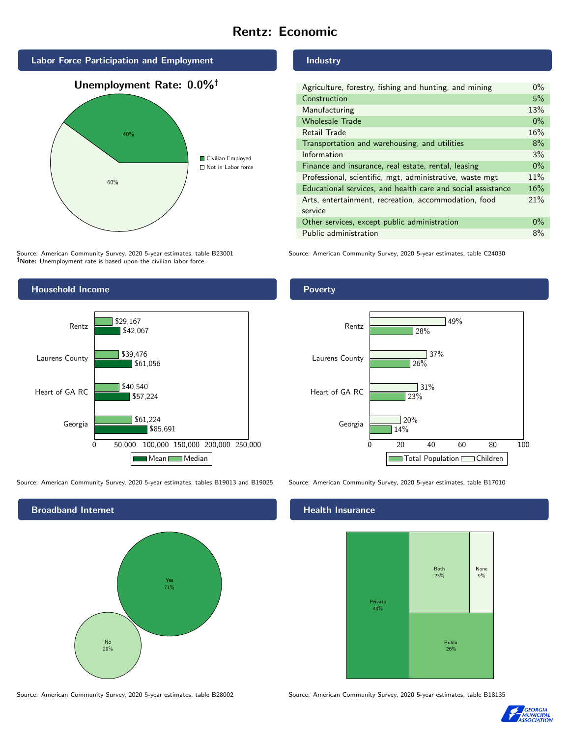# Rentz: Economic

## Labor Force Participation and Employment

**Unemployment Rate: 0.0%†**

| Category | Percent |
|---|---|
| Civilian Employed | 40% |
| Not in Labor force | 60% |

Source: American Community Survey, 2020 5-year estimates, table B23001
**†Note:** Unemployment rate is based upon the civilian labor force.

## Industry

| Industry | Percent |
|---|---|
| Agriculture, forestry, fishing and hunting, and mining | 0% |
| Construction | 5% |
| Manufacturing | 13% |
| Wholesale Trade | 0% |
| Retail Trade | 16% |
| Transportation and warehousing, and utilities | 8% |
| Information | 3% |
| Finance and insurance, real estate, rental, leasing | 0% |
| Professional, scientific, mgt, administrative, waste mgt | 11% |
| Educational services, and health care and social assistance | 16% |
| Arts, entertainment, recreation, accommodation, food service | 21% |
| Other services, except public administration | 0% |
| Public administration | 8% |

Source: American Community Survey, 2020 5-year estimates, table C24030

## Household Income

| | Median | Mean |
|---|---|---|
| Rentz | $29,167 | $42,067 |
| Laurens County | $39,476 | $61,056 |
| Heart of GA RC | $40,540 | $57,224 |
| Georgia | $61,224 | $85,691 |

Source: American Community Survey, 2020 5-year estimates, tables B19013 and B19025

## Poverty

| | Children | Total Population |
|---|---|---|
| Rentz | 49% | 28% |
| Laurens County | 37% | 26% |
| Heart of GA RC | 31% | 23% |
| Georgia | 20% | 14% |

Source: American Community Survey, 2020 5-year estimates, table B17010

## Broadband Internet

| | Percent |
|---|---|
| Yes | 71% |
| No | 29% |

Source: American Community Survey, 2020 5-year estimates, table B28002

## Health Insurance

| | Percent |
|---|---|
| Private | 43% |
| Both | 23% |
| None | 9% |
| Public | 26% |

Source: American Community Survey, 2020 5-year estimates, table B18135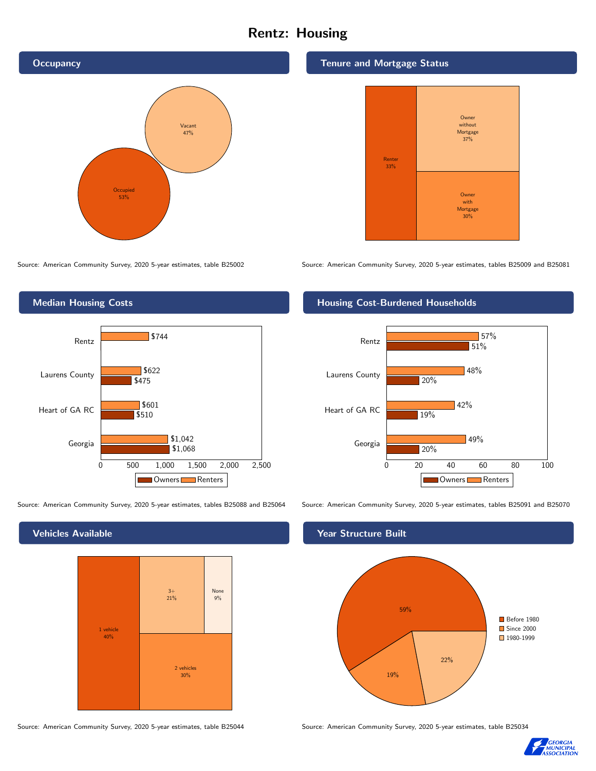# Rentz: Housing

## Occupancy

Vacant
47%

Occupied
53%

Source: American Community Survey, 2020 5-year estimates, table B25002

## Tenure and Mortgage Status

Renter
33%

Owner without Mortgage
37%

Owner with Mortgage
30%

Source: American Community Survey, 2020 5-year estimates, tables B25009 and B25081

## Median Housing Costs

Rentz
$744

Laurens County
$622
$475

Heart of GA RC
$601
$510

Georgia
$1,042
$1,068

0 500 1,000 1,500 2,000 2,500

Owners Renters

Source: American Community Survey, 2020 5-year estimates, tables B25088 and B25064

## Housing Cost-Burdened Households

Rentz
57%
51%

Laurens County
48%
20%

Heart of GA RC
42%
19%

Georgia
49%
20%

0 20 40 60 80 100

Owners Renters

Source: American Community Survey, 2020 5-year estimates, tables B25091 and B25070

## Vehicles Available

1 vehicle
40%

3+
21%

None
9%

2 vehicles
30%

Source: American Community Survey, 2020 5-year estimates, table B25044

## Year Structure Built

59%
19%
22%

Before 1980
Since 2000
1980-1999

Source: American Community Survey, 2020 5-year estimates, table B25034